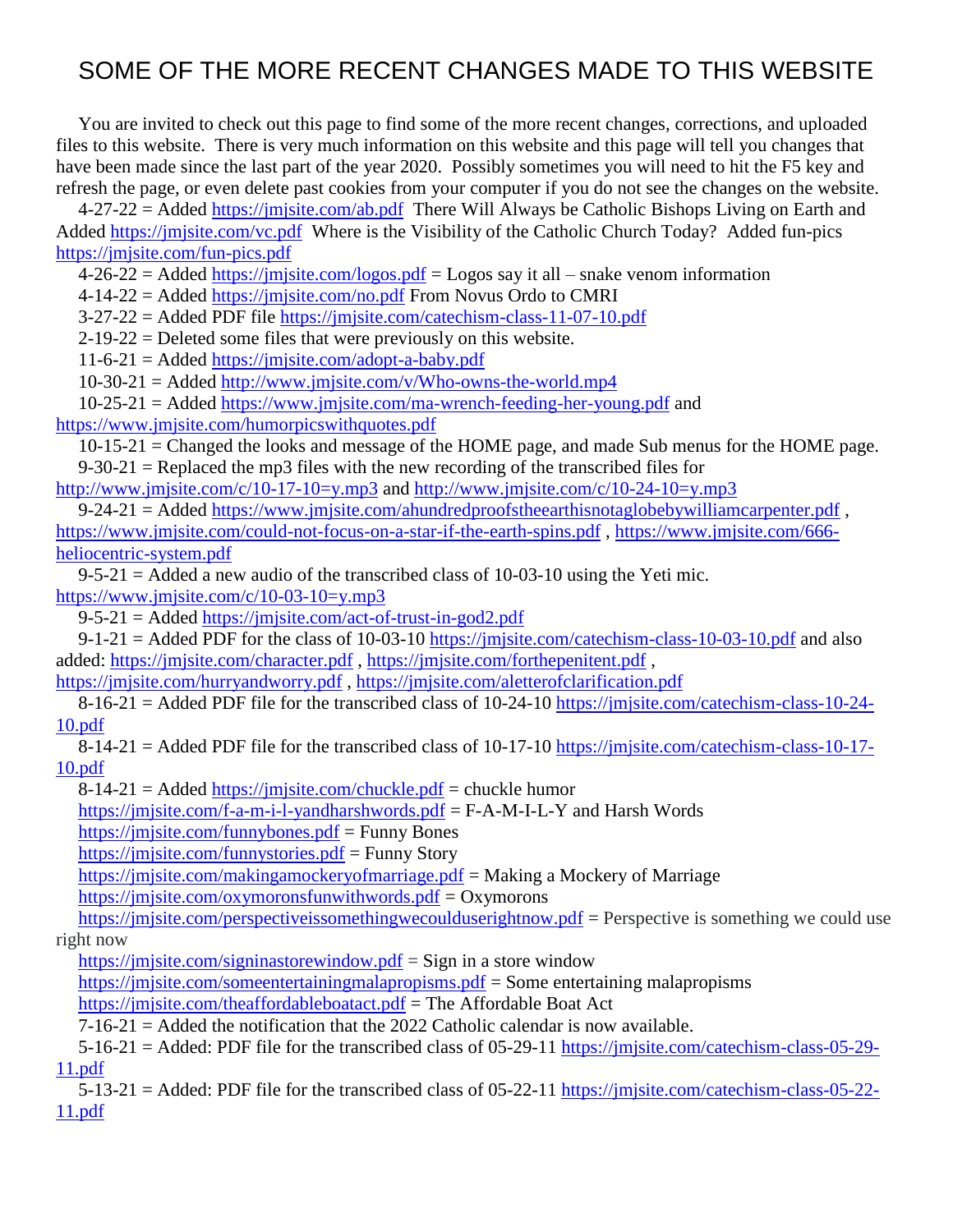# SOME OF THE MORE RECENT CHANGES MADE TO THIS WEBSITE

You are invited to check out this page to find some of the more recent changes, corrections, and uploaded files to this website. There is very much information on this website and this page will tell you changes that have been made since the last part of the year 2020. Possibly sometimes you will need to hit the F5 key and refresh the page, or even delete past cookies from your computer if you do not see the changes on the website.

4-27-22 = Added https://jmjsite.com/ab.pdf There Will Always be Catholic Bishops Living on Earth and Added https://jmjsite.com/vc.pdf Where is the Visibility of the Catholic Church Today? Added fun-pics https://jmjsite.com/fun-pics.pdf

4-26-22 = Added https://jmjsite.com/logos.pdf = Logos say it all – snake venom information

4-14-22 = Added https://jmjsite.com/no.pdf From Novus Ordo to CMRI

3-27-22 = Added PDF file https://jmjsite.com/catechism-class-11-07-10.pdf

2-19-22 = Deleted some files that were previously on this website.

11-6-21 = Added https://jmjsite.com/adopt-a-baby.pdf

10-30-21 = Added http://www.jmjsite.com/v/Who-owns-the-world.mp4

10-25-21 = Added https://www.jmjsite.com/ma-wrench-feeding-her-young.pdf and https://www.jmjsite.com/humorpicswithquotes.pdf

10-15-21 = Changed the looks and message of the HOME page, and made Sub menus for the HOME page.

9-30-21 = Replaced the mp3 files with the new recording of the transcribed files for http://www.jmjsite.com/c/10-17-10=y.mp3 and http://www.jmjsite.com/c/10-24-10=y.mp3

9-24-21 = Added https://www.jmjsite.com/ahundredproofstheearthisnotaglobebywilliamcarpenter.pdf , https://www.jmjsite.com/could-not-focus-on-a-star-if-the-earth-spins.pdf , https://www.jmjsite.com/666-heliocentric-system.pdf

9-5-21 = Added a new audio of the transcribed class of 10-03-10 using the Yeti mic. https://www.jmjsite.com/c/10-03-10=y.mp3

9-5-21 = Added https://jmjsite.com/act-of-trust-in-god2.pdf

9-1-21 = Added PDF for the class of 10-03-10 https://jmjsite.com/catechism-class-10-03-10.pdf and also added: https://jmjsite.com/character.pdf , https://jmjsite.com/forthepenitent.pdf , https://jmjsite.com/hurryandworry.pdf , https://jmjsite.com/aletterofclarification.pdf

8-16-21 = Added PDF file for the transcribed class of 10-24-10 https://jmjsite.com/catechism-class-10-24-10.pdf

8-14-21 = Added PDF file for the transcribed class of 10-17-10 https://jmjsite.com/catechism-class-10-17-10.pdf

8-14-21 = Added https://jmjsite.com/chuckle.pdf = chuckle humor

https://jmjsite.com/f-a-m-i-l-yandharshwords.pdf = F-A-M-I-L-Y and Harsh Words

https://jmjsite.com/funnybones.pdf = Funny Bones

https://jmjsite.com/funnystories.pdf = Funny Story

https://jmjsite.com/makingamockeryofmarriage.pdf = Making a Mockery of Marriage

https://jmjsite.com/oxymoronsfunwithwords.pdf = Oxymorons

https://jmjsite.com/perspectiveissomethingwecoulduserightnow.pdf = Perspective is something we could use right now

https://jmjsite.com/signinastorewindow.pdf = Sign in a store window

https://jmjsite.com/someentertainingmalapropisms.pdf = Some entertaining malapropisms

https://jmjsite.com/theaffordableboatact.pdf = The Affordable Boat Act

7-16-21 = Added the notification that the 2022 Catholic calendar is now available.

5-16-21 = Added: PDF file for the transcribed class of 05-29-11 https://jmjsite.com/catechism-class-05-29-11.pdf

5-13-21 = Added: PDF file for the transcribed class of 05-22-11 https://jmjsite.com/catechism-class-05-22-11.pdf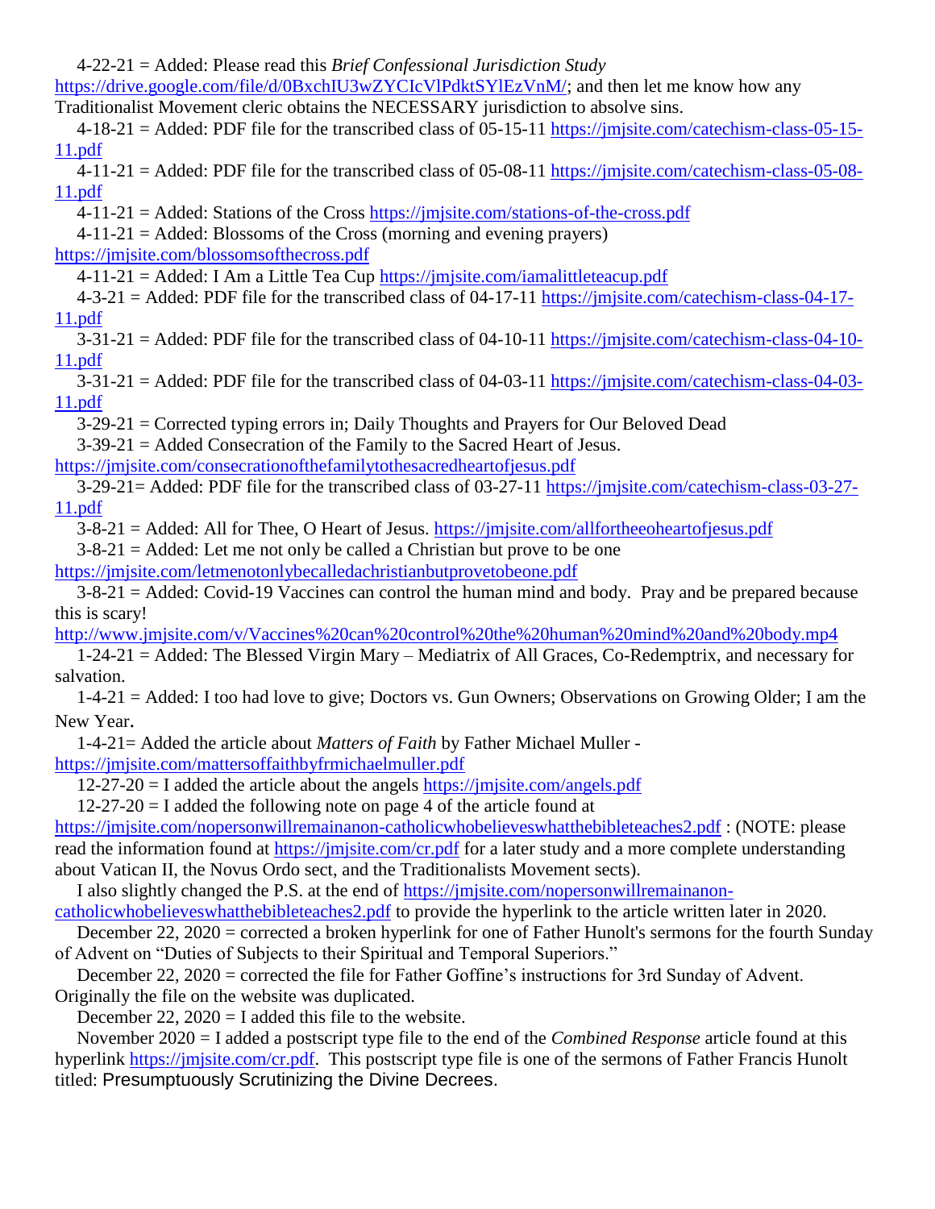4-22-21 = Added: Please read this *Brief Confessional Jurisdiction Study* https://drive.google.com/file/d/0BxchIU3wZYCIcVlPdktSYlEzVnM/; and then let me know how any Traditionalist Movement cleric obtains the NECESSARY jurisdiction to absolve sins.

4-18-21 = Added: PDF file for the transcribed class of 05-15-11 https://jmjsite.com/catechism-class-05-15-11.pdf

4-11-21 = Added: PDF file for the transcribed class of 05-08-11 https://jmjsite.com/catechism-class-05-08-11.pdf

4-11-21 = Added: Stations of the Cross https://jmjsite.com/stations-of-the-cross.pdf

4-11-21 = Added: Blossoms of the Cross (morning and evening prayers) https://jmjsite.com/blossomsofthecross.pdf

4-11-21 = Added: I Am a Little Tea Cup https://jmjsite.com/iamalittleteacup.pdf

4-3-21 = Added: PDF file for the transcribed class of 04-17-11 https://jmjsite.com/catechism-class-04-17-11.pdf

3-31-21 = Added: PDF file for the transcribed class of 04-10-11 https://jmjsite.com/catechism-class-04-10-11.pdf

3-31-21 = Added: PDF file for the transcribed class of 04-03-11 https://jmjsite.com/catechism-class-04-03-11.pdf

3-29-21 = Corrected typing errors in; Daily Thoughts and Prayers for Our Beloved Dead

3-39-21 = Added Consecration of the Family to the Sacred Heart of Jesus. https://jmjsite.com/consecrationofthefamilytothesacredheartofjesus.pdf

3-29-21= Added: PDF file for the transcribed class of 03-27-11 https://jmjsite.com/catechism-class-03-27-11.pdf

3-8-21 = Added: All for Thee, O Heart of Jesus. https://jmjsite.com/allfortheeoheartofjesus.pdf

3-8-21 = Added: Let me not only be called a Christian but prove to be one https://jmjsite.com/letmenotonlybecalledachristianbutprovetobeone.pdf

3-8-21 = Added: Covid-19 Vaccines can control the human mind and body. Pray and be prepared because this is scary! http://www.jmjsite.com/v/Vaccines%20can%20control%20the%20human%20mind%20and%20body.mp4

1-24-21 = Added: The Blessed Virgin Mary – Mediatrix of All Graces, Co-Redemptrix, and necessary for salvation.

1-4-21 = Added: I too had love to give; Doctors vs. Gun Owners; Observations on Growing Older; I am the New Year.

1-4-21= Added the article about *Matters of Faith* by Father Michael Muller - https://jmjsite.com/mattersoffaithbyfrmichaelmuller.pdf

12-27-20 = I added the article about the angels https://jmjsite.com/angels.pdf

12-27-20 = I added the following note on page 4 of the article found at https://jmjsite.com/nopersonwillremainanon-catholicwhobelieveswhatthebibleteaches2.pdf : (NOTE: please read the information found at https://jmjsite.com/cr.pdf for a later study and a more complete understanding about Vatican II, the Novus Ordo sect, and the Traditionalists Movement sects).

I also slightly changed the P.S. at the end of https://jmjsite.com/nopersonwillremainanon-catholicwhobelieveswhatthebibleteaches2.pdf to provide the hyperlink to the article written later in 2020.

December 22, 2020 = corrected a broken hyperlink for one of Father Hunolt's sermons for the fourth Sunday of Advent on "Duties of Subjects to their Spiritual and Temporal Superiors."

December 22, 2020 = corrected the file for Father Goffine's instructions for 3rd Sunday of Advent. Originally the file on the website was duplicated.

December 22, 2020 = I added this file to the website.

November 2020 = I added a postscript type file to the end of the *Combined Response* article found at this hyperlink https://jmjsite.com/cr.pdf. This postscript type file is one of the sermons of Father Francis Hunolt titled: Presumptuously Scrutinizing the Divine Decrees.